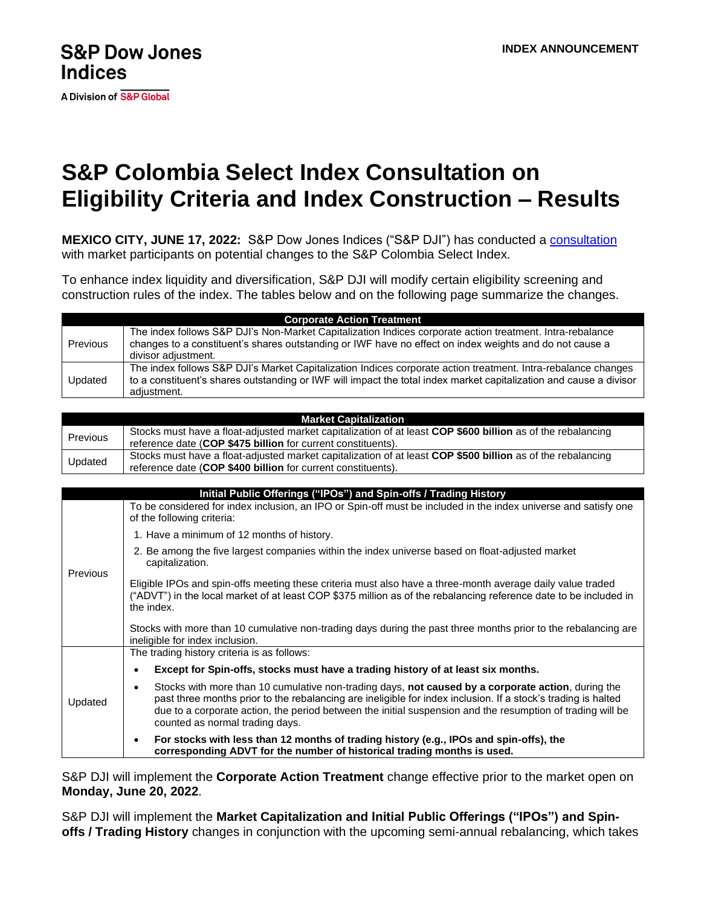S&P Dow Jones Indices

A Division of S&P Global

**INDEX ANNOUNCEMENT**

# S&P Colombia Select Index Consultation on Eligibility Criteria and Index Construction – Results

**MEXICO CITY, JUNE 17, 2022:** S&P Dow Jones Indices ("S&P DJI") has conducted a consultation with market participants on potential changes to the S&P Colombia Select Index.

To enhance index liquidity and diversification, S&P DJI will modify certain eligibility screening and construction rules of the index. The tables below and on the following page summarize the changes.

| Corporate Action Treatment | |
|---|---|
| Previous | The index follows S&P DJI's Non-Market Capitalization Indices corporate action treatment. Intra-rebalance changes to a constituent's shares outstanding or IWF have no effect on index weights and do not cause a divisor adjustment. |
| Updated | The index follows S&P DJI's Market Capitalization Indices corporate action treatment. Intra-rebalance changes to a constituent's shares outstanding or IWF will impact the total index market capitalization and cause a divisor adjustment. |

| Market Capitalization | |
|---|---|
| Previous | Stocks must have a float-adjusted market capitalization of at least **COP $600 billion** as of the rebalancing reference date (**COP $475 billion** for current constituents). |
| Updated | Stocks must have a float-adjusted market capitalization of at least **COP $500 billion** as of the rebalancing reference date (**COP $400 billion** for current constituents). |

| Initial Public Offerings ("IPOs") and Spin-offs / Trading History | |
|---|---|
| Previous | To be considered for index inclusion, an IPO or Spin-off must be included in the index universe and satisfy one of the following criteria:<br>1. Have a minimum of 12 months of history.<br>2. Be among the five largest companies within the index universe based on float-adjusted market capitalization.<br><br>Eligible IPOs and spin-offs meeting these criteria must also have a three-month average daily value traded ("ADVT") in the local market of at least COP $375 million as of the rebalancing reference date to be included in the index.<br><br>Stocks with more than 10 cumulative non-trading days during the past three months prior to the rebalancing are ineligible for index inclusion. |
| Updated | The trading history criteria is as follows:<br>• **Except for Spin-offs, stocks must have a trading history of at least six months.**<br>• Stocks with more than 10 cumulative non-trading days, **not caused by a corporate action**, during the past three months prior to the rebalancing are ineligible for index inclusion. If a stock's trading is halted due to a corporate action, the period between the initial suspension and the resumption of trading will be counted as normal trading days.<br>• **For stocks with less than 12 months of trading history (e.g., IPOs and spin-offs), the corresponding ADVT for the number of historical trading months is used.** |

S&P DJI will implement the **Corporate Action Treatment** change effective prior to the market open on **Monday, June 20, 2022**.

S&P DJI will implement the **Market Capitalization and Initial Public Offerings ("IPOs") and Spin-offs / Trading History** changes in conjunction with the upcoming semi-annual rebalancing, which takes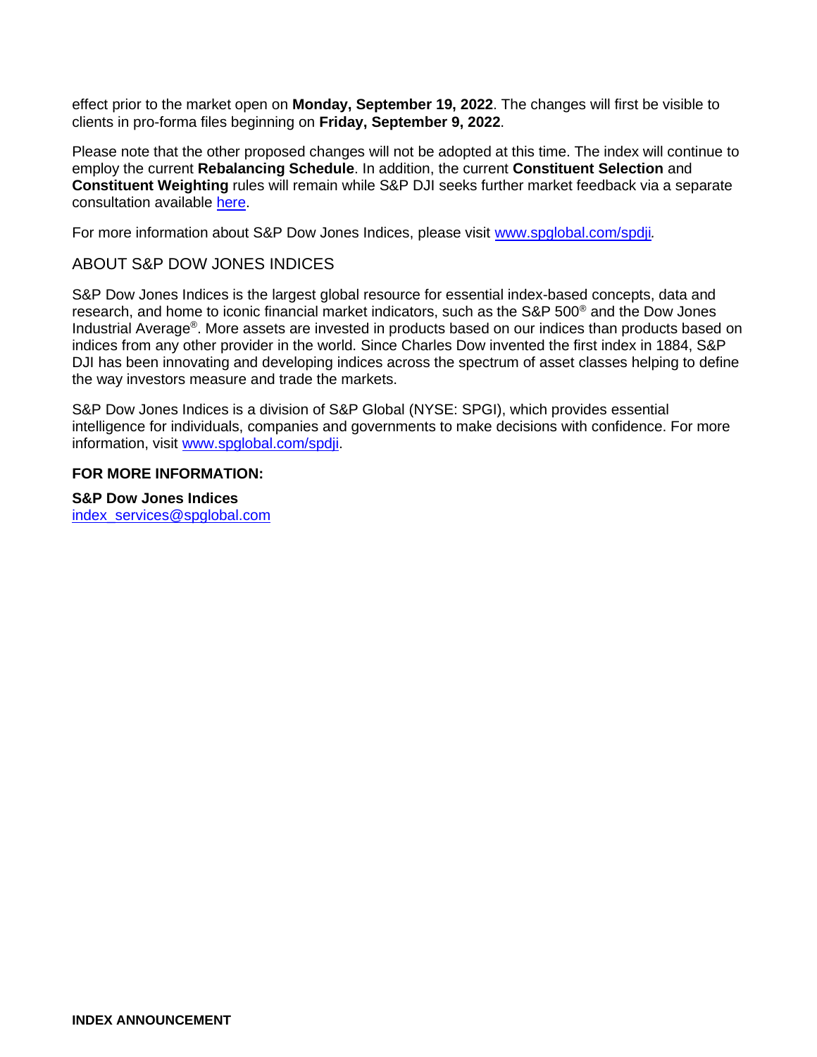effect prior to the market open on **Monday, September 19, 2022**. The changes will first be visible to clients in pro-forma files beginning on **Friday, September 9, 2022**.

Please note that the other proposed changes will not be adopted at this time. The index will continue to employ the current **Rebalancing Schedule**. In addition, the current **Constituent Selection** and **Constituent Weighting** rules will remain while S&P DJI seeks further market feedback via a separate consultation available here.

For more information about S&P Dow Jones Indices, please visit www.spglobal.com/spdji.

## ABOUT S&P DOW JONES INDICES

S&P Dow Jones Indices is the largest global resource for essential index-based concepts, data and research, and home to iconic financial market indicators, such as the S&P 500® and the Dow Jones Industrial Average®. More assets are invested in products based on our indices than products based on indices from any other provider in the world. Since Charles Dow invented the first index in 1884, S&P DJI has been innovating and developing indices across the spectrum of asset classes helping to define the way investors measure and trade the markets.

S&P Dow Jones Indices is a division of S&P Global (NYSE: SPGI), which provides essential intelligence for individuals, companies and governments to make decisions with confidence. For more information, visit www.spglobal.com/spdji.

**FOR MORE INFORMATION:**

**S&P Dow Jones Indices**
index_services@spglobal.com